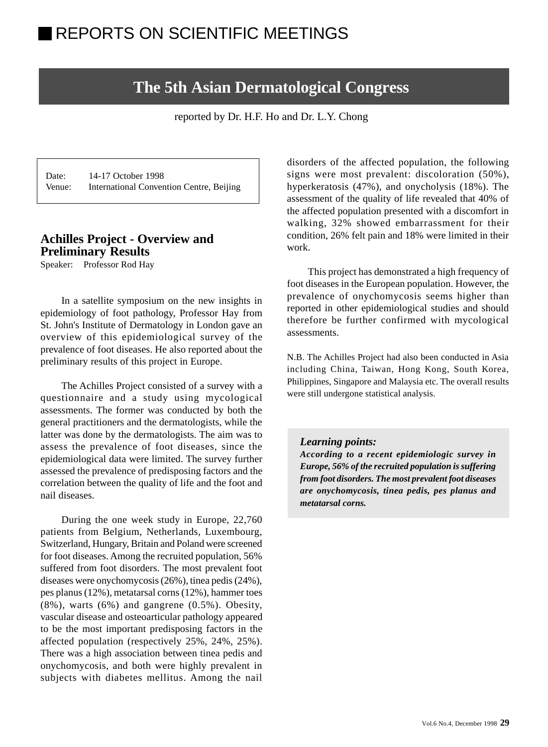# REPORTS ON SCIENTIFIC MEETINGS

## The 5th Asian Dermatological Congress

reported by Dr. H.F. Ho and Dr. L.Y. Chong

Date: 14-17 October 1998
Venue: International Convention Centre, Beijing

### Achilles Project - Overview and Preliminary Results

Speaker: Professor Rod Hay

In a satellite symposium on the new insights in epidemiology of foot pathology, Professor Hay from St. John's Institute of Dermatology in London gave an overview of this epidemiological survey of the prevalence of foot diseases. He also reported about the preliminary results of this project in Europe.

The Achilles Project consisted of a survey with a questionnaire and a study using mycological assessments. The former was conducted by both the general practitioners and the dermatologists, while the latter was done by the dermatologists. The aim was to assess the prevalence of foot diseases, since the epidemiological data were limited. The survey further assessed the prevalence of predisposing factors and the correlation between the quality of life and the foot and nail diseases.

During the one week study in Europe, 22,760 patients from Belgium, Netherlands, Luxembourg, Switzerland, Hungary, Britain and Poland were screened for foot diseases. Among the recruited population, 56% suffered from foot disorders. The most prevalent foot diseases were onychomycosis (26%), tinea pedis (24%), pes planus (12%), metatarsal corns (12%), hammer toes (8%), warts (6%) and gangrene (0.5%). Obesity, vascular disease and osteoarticular pathology appeared to be the most important predisposing factors in the affected population (respectively 25%, 24%, 25%). There was a high association between tinea pedis and onychomycosis, and both were highly prevalent in subjects with diabetes mellitus. Among the nail disorders of the affected population, the following signs were most prevalent: discoloration (50%), hyperkeratosis (47%), and onycholysis (18%). The assessment of the quality of life revealed that 40% of the affected population presented with a discomfort in walking, 32% showed embarrassment for their condition, 26% felt pain and 18% were limited in their work.

This project has demonstrated a high frequency of foot diseases in the European population. However, the prevalence of onychomycosis seems higher than reported in other epidemiological studies and should therefore be further confirmed with mycological assessments.

N.B. The Achilles Project had also been conducted in Asia including China, Taiwan, Hong Kong, South Korea, Philippines, Singapore and Malaysia etc. The overall results were still undergone statistical analysis.

***Learning points:***

***According to a recent epidemiologic survey in Europe, 56% of the recruited population is suffering from foot disorders. The most prevalent foot diseases are onychomycosis, tinea pedis, pes planus and metatarsal corns.***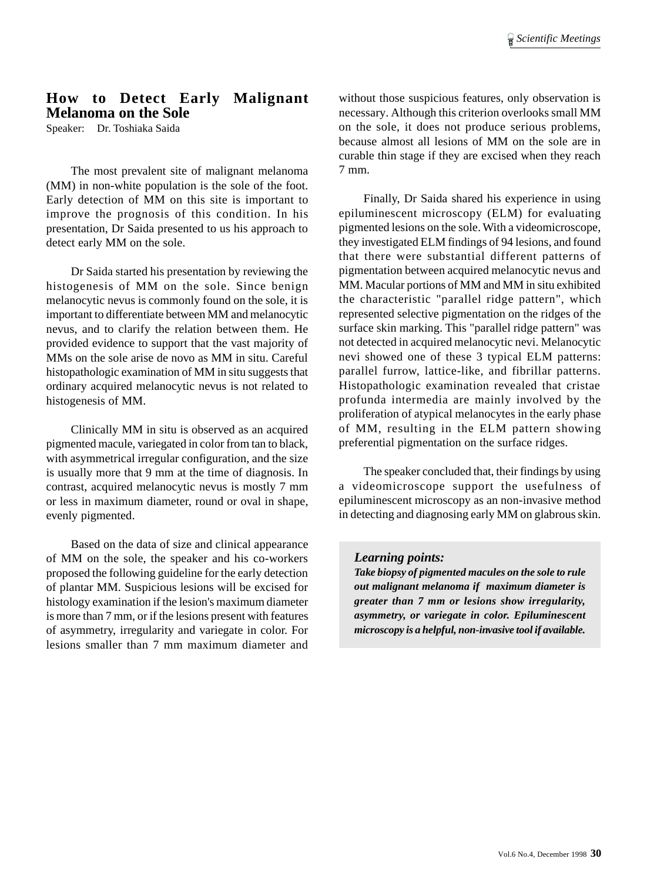## How to Detect Early Malignant Melanoma on the Sole

Speaker: Dr. Toshiaka Saida

The most prevalent site of malignant melanoma (MM) in non-white population is the sole of the foot. Early detection of MM on this site is important to improve the prognosis of this condition. In his presentation, Dr Saida presented to us his approach to detect early MM on the sole.

Dr Saida started his presentation by reviewing the histogenesis of MM on the sole. Since benign melanocytic nevus is commonly found on the sole, it is important to differentiate between MM and melanocytic nevus, and to clarify the relation between them. He provided evidence to support that the vast majority of MMs on the sole arise de novo as MM in situ. Careful histopathologic examination of MM in situ suggests that ordinary acquired melanocytic nevus is not related to histogenesis of MM.

Clinically MM in situ is observed as an acquired pigmented macule, variegated in color from tan to black, with asymmetrical irregular configuration, and the size is usually more that 9 mm at the time of diagnosis. In contrast, acquired melanocytic nevus is mostly 7 mm or less in maximum diameter, round or oval in shape, evenly pigmented.

Based on the data of size and clinical appearance of MM on the sole, the speaker and his co-workers proposed the following guideline for the early detection of plantar MM. Suspicious lesions will be excised for histology examination if the lesion's maximum diameter is more than 7 mm, or if the lesions present with features of asymmetry, irregularity and variegate in color. For lesions smaller than 7 mm maximum diameter and without those suspicious features, only observation is necessary. Although this criterion overlooks small MM on the sole, it does not produce serious problems, because almost all lesions of MM on the sole are in curable thin stage if they are excised when they reach 7 mm.

Finally, Dr Saida shared his experience in using epiluminescent microscopy (ELM) for evaluating pigmented lesions on the sole. With a videomicroscope, they investigated ELM findings of 94 lesions, and found that there were substantial different patterns of pigmentation between acquired melanocytic nevus and MM. Macular portions of MM and MM in situ exhibited the characteristic "parallel ridge pattern", which represented selective pigmentation on the ridges of the surface skin marking. This "parallel ridge pattern" was not detected in acquired melanocytic nevi. Melanocytic nevi showed one of these 3 typical ELM patterns: parallel furrow, lattice-like, and fibrillar patterns. Histopathologic examination revealed that cristae profunda intermedia are mainly involved by the proliferation of atypical melanocytes in the early phase of MM, resulting in the ELM pattern showing preferential pigmentation on the surface ridges.

The speaker concluded that, their findings by using a videomicroscope support the usefulness of epiluminescent microscopy as an non-invasive method in detecting and diagnosing early MM on glabrous skin.

> ***Learning points:***
> ***Take biopsy of pigmented macules on the sole to rule out malignant melanoma if maximum diameter is greater than 7 mm or lesions show irregularity, asymmetry, or variegate in color. Epiluminescent microscopy is a helpful, non-invasive tool if available.***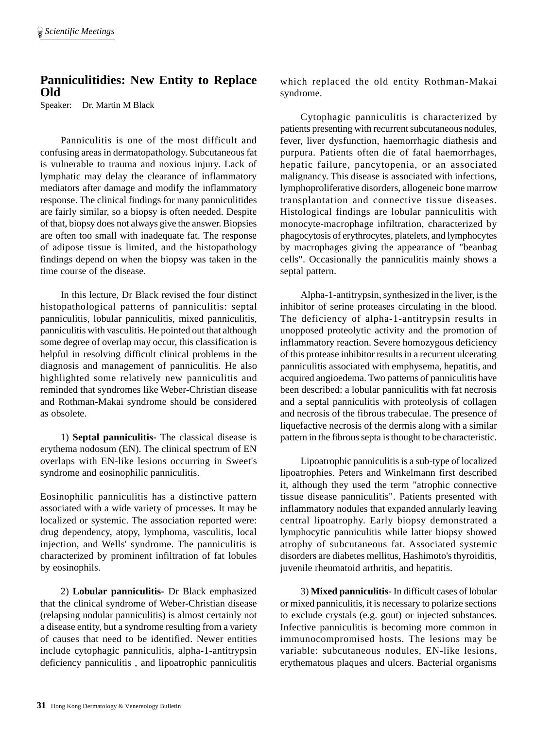## Panniculitidies: New Entity to Replace Old

Speaker: Dr. Martin M Black

Panniculitis is one of the most difficult and confusing areas in dermatopathology. Subcutaneous fat is vulnerable to trauma and noxious injury. Lack of lymphatic may delay the clearance of inflammatory mediators after damage and modify the inflammatory response. The clinical findings for many panniculitides are fairly similar, so a biopsy is often needed. Despite of that, biopsy does not always give the answer. Biopsies are often too small with inadequate fat. The response of adipose tissue is limited, and the histopathology findings depend on when the biopsy was taken in the time course of the disease.

In this lecture, Dr Black revised the four distinct histopathological patterns of panniculitis: septal panniculitis, lobular panniculitis, mixed panniculitis, panniculitis with vasculitis. He pointed out that although some degree of overlap may occur, this classification is helpful in resolving difficult clinical problems in the diagnosis and management of panniculitis. He also highlighted some relatively new panniculitis and reminded that syndromes like Weber-Christian disease and Rothman-Makai syndrome should be considered as obsolete.

1) **Septal panniculitis-** The classical disease is erythema nodosum (EN). The clinical spectrum of EN overlaps with EN-like lesions occurring in Sweet's syndrome and eosinophilic panniculitis.

Eosinophilic panniculitis has a distinctive pattern associated with a wide variety of processes. It may be localized or systemic. The association reported were: drug dependency, atopy, lymphoma, vasculitis, local injection, and Wells' syndrome. The panniculitis is characterized by prominent infiltration of fat lobules by eosinophils.

2) **Lobular panniculitis-** Dr Black emphasized that the clinical syndrome of Weber-Christian disease (relapsing nodular panniculitis) is almost certainly not a disease entity, but a syndrome resulting from a variety of causes that need to be identified. Newer entities include cytophagic panniculitis, alpha-1-antitrypsin deficiency panniculitis , and lipoatrophic panniculitis which replaced the old entity Rothman-Makai syndrome.

Cytophagic panniculitis is characterized by patients presenting with recurrent subcutaneous nodules, fever, liver dysfunction, haemorrhagic diathesis and purpura. Patients often die of fatal haemorrhages, hepatic failure, pancytopenia, or an associated malignancy. This disease is associated with infections, lymphoproliferative disorders, allogeneic bone marrow transplantation and connective tissue diseases. Histological findings are lobular panniculitis with monocyte-macrophage infiltration, characterized by phagocytosis of erythrocytes, platelets, and lymphocytes by macrophages giving the appearance of "beanbag cells". Occasionally the panniculitis mainly shows a septal pattern.

Alpha-1-antitrypsin, synthesized in the liver, is the inhibitor of serine proteases circulating in the blood. The deficiency of alpha-1-antitrypsin results in unopposed proteolytic activity and the promotion of inflammatory reaction. Severe homozygous deficiency of this protease inhibitor results in a recurrent ulcerating panniculitis associated with emphysema, hepatitis, and acquired angioedema. Two patterns of panniculitis have been described: a lobular panniculitis with fat necrosis and a septal panniculitis with proteolysis of collagen and necrosis of the fibrous trabeculae. The presence of liquefactive necrosis of the dermis along with a similar pattern in the fibrous septa is thought to be characteristic.

Lipoatrophic panniculitis is a sub-type of localized lipoatrophies. Peters and Winkelmann first described it, although they used the term "atrophic connective tissue disease panniculitis". Patients presented with inflammatory nodules that expanded annularly leaving central lipoatrophy. Early biopsy demonstrated a lymphocytic panniculitis while latter biopsy showed atrophy of subcutaneous fat. Associated systemic disorders are diabetes mellitus, Hashimoto's thyroiditis, juvenile rheumatoid arthritis, and hepatitis.

3) **Mixed panniculitis-** In difficult cases of lobular or mixed panniculitis, it is necessary to polarize sections to exclude crystals (e.g. gout) or injected substances. Infective panniculitis is becoming more common in immunocompromised hosts. The lesions may be variable: subcutaneous nodules, EN-like lesions, erythematous plaques and ulcers. Bacterial organisms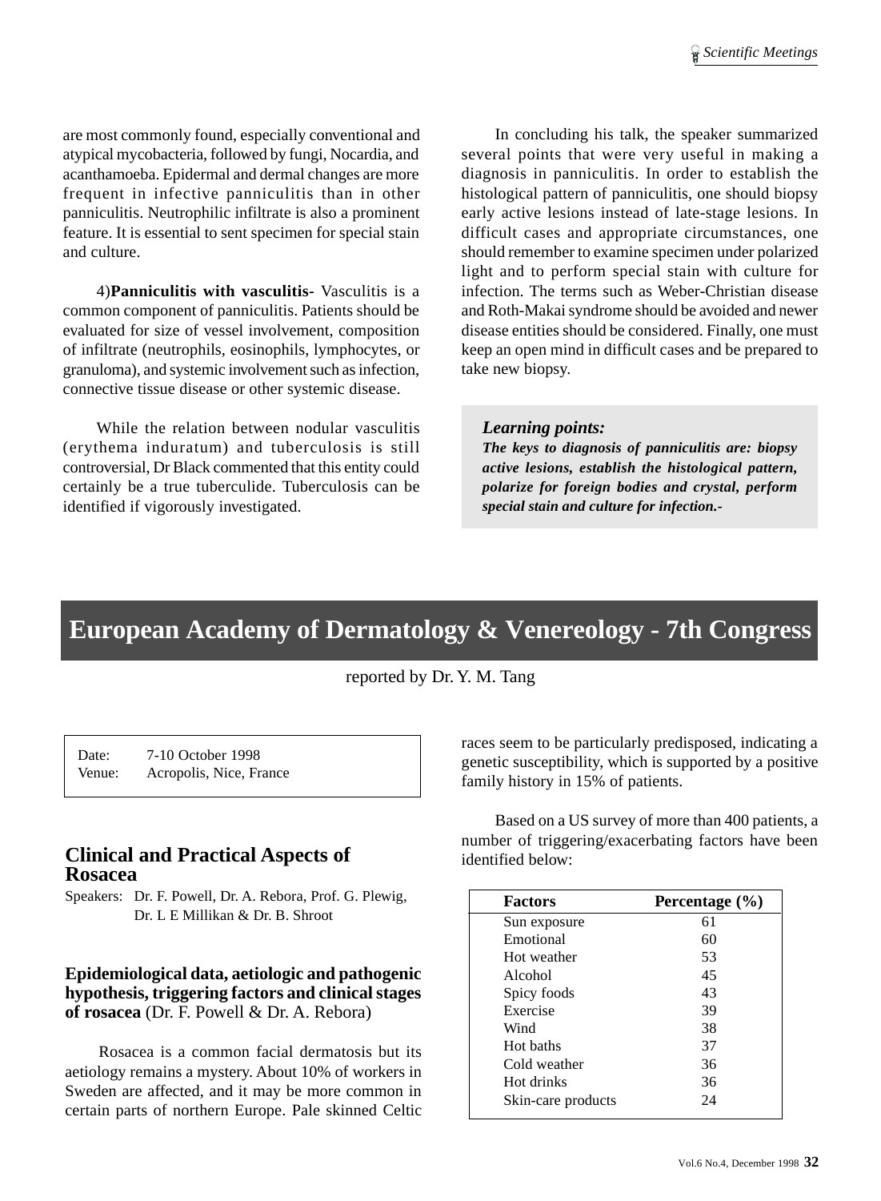are most commonly found, especially conventional and atypical mycobacteria, followed by fungi, Nocardia, and acanthamoeba. Epidermal and dermal changes are more frequent in infective panniculitis than in other panniculitis. Neutrophilic infiltrate is also a prominent feature. It is essential to sent specimen for special stain and culture.

4)**Panniculitis with vasculitis-** Vasculitis is a common component of panniculitis. Patients should be evaluated for size of vessel involvement, composition of infiltrate (neutrophils, eosinophils, lymphocytes, or granuloma), and systemic involvement such as infection, connective tissue disease or other systemic disease.

While the relation between nodular vasculitis (erythema induratum) and tuberculosis is still controversial, Dr Black commented that this entity could certainly be a true tuberculide. Tuberculosis can be identified if vigorously investigated.

In concluding his talk, the speaker summarized several points that were very useful in making a diagnosis in panniculitis. In order to establish the histological pattern of panniculitis, one should biopsy early active lesions instead of late-stage lesions. In difficult cases and appropriate circumstances, one should remember to examine specimen under polarized light and to perform special stain with culture for infection. The terms such as Weber-Christian disease and Roth-Makai syndrome should be avoided and newer disease entities should be considered. Finally, one must keep an open mind in difficult cases and be prepared to take new biopsy.

> ***Learning points:***
> ***The keys to diagnosis of panniculitis are: biopsy active lesions, establish the histological pattern, polarize for foreign bodies and crystal, perform special stain and culture for infection.-***

# European Academy of Dermatology & Venereology - 7th Congress

reported by Dr. Y. M. Tang

| | |
|---|---|
| Date: | 7-10 October 1998 |
| Venue: | Acropolis, Nice, France |

## Clinical and Practical Aspects of Rosacea

Speakers: Dr. F. Powell, Dr. A. Rebora, Prof. G. Plewig, Dr. L E Millikan & Dr. B. Shroot

### Epidemiological data, aetiologic and pathogenic hypothesis, triggering factors and clinical stages of rosacea (Dr. F. Powell & Dr. A. Rebora)

Rosacea is a common facial dermatosis but its aetiology remains a mystery. About 10% of workers in Sweden are affected, and it may be more common in certain parts of northern Europe. Pale skinned Celtic races seem to be particularly predisposed, indicating a genetic susceptibility, which is supported by a positive family history in 15% of patients.

Based on a US survey of more than 400 patients, a number of triggering/exacerbating factors have been identified below:

| Factors | Percentage (%) |
|---|---|
| Sun exposure | 61 |
| Emotional | 60 |
| Hot weather | 53 |
| Alcohol | 45 |
| Spicy foods | 43 |
| Exercise | 39 |
| Wind | 38 |
| Hot baths | 37 |
| Cold weather | 36 |
| Hot drinks | 36 |
| Skin-care products | 24 |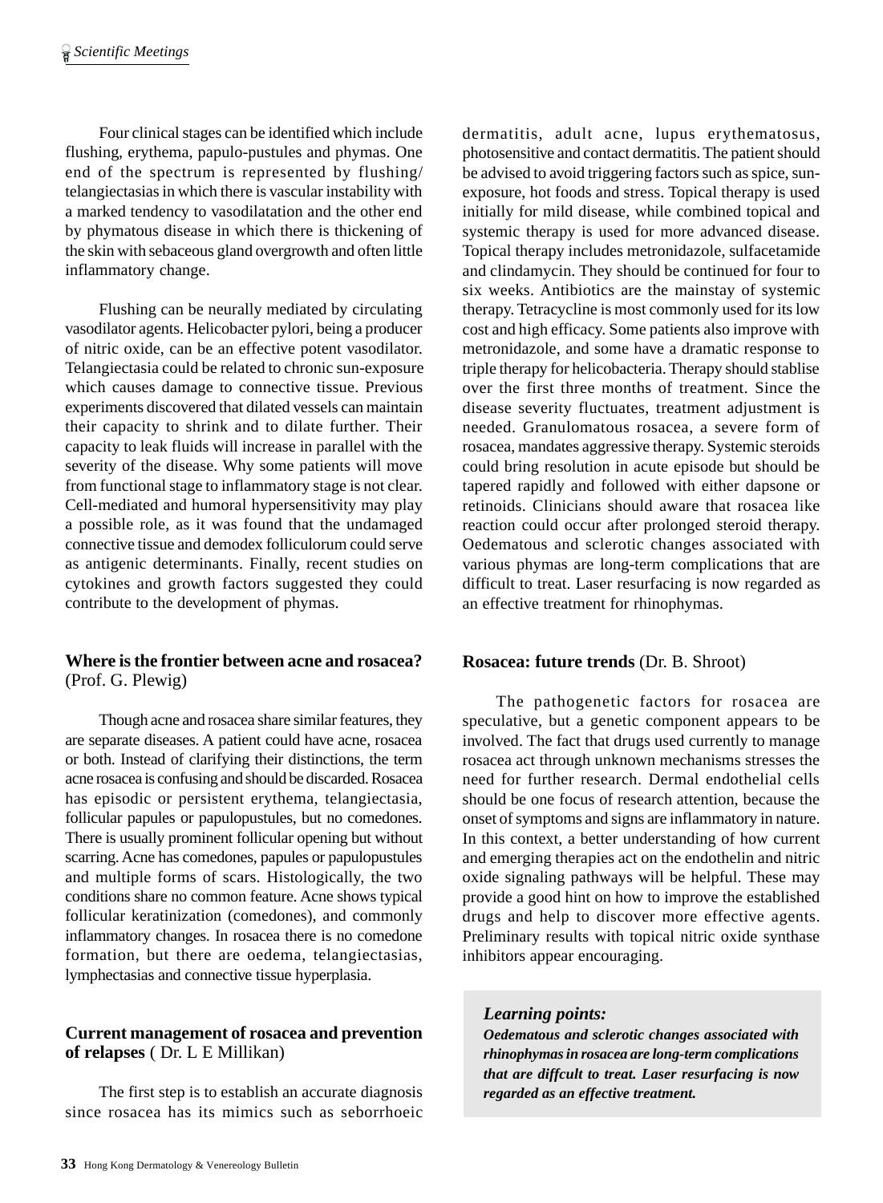Four clinical stages can be identified which include flushing, erythema, papulo-pustules and phymas. One end of the spectrum is represented by flushing/ telangiectasias in which there is vascular instability with a marked tendency to vasodilatation and the other end by phymatous disease in which there is thickening of the skin with sebaceous gland overgrowth and often little inflammatory change.

Flushing can be neurally mediated by circulating vasodilator agents. Helicobacter pylori, being a producer of nitric oxide, can be an effective potent vasodilator. Telangiectasia could be related to chronic sun-exposure which causes damage to connective tissue. Previous experiments discovered that dilated vessels can maintain their capacity to shrink and to dilate further. Their capacity to leak fluids will increase in parallel with the severity of the disease. Why some patients will move from functional stage to inflammatory stage is not clear. Cell-mediated and humoral hypersensitivity may play a possible role, as it was found that the undamaged connective tissue and demodex folliculorum could serve as antigenic determinants. Finally, recent studies on cytokines and growth factors suggested they could contribute to the development of phymas.

**Where is the frontier between acne and rosacea?** (Prof. G. Plewig)

Though acne and rosacea share similar features, they are separate diseases. A patient could have acne, rosacea or both. Instead of clarifying their distinctions, the term acne rosacea is confusing and should be discarded. Rosacea has episodic or persistent erythema, telangiectasia, follicular papules or papulopustules, but no comedones. There is usually prominent follicular opening but without scarring. Acne has comedones, papules or papulopustules and multiple forms of scars. Histologically, the two conditions share no common feature. Acne shows typical follicular keratinization (comedones), and commonly inflammatory changes. In rosacea there is no comedone formation, but there are oedema, telangiectasias, lymphectasias and connective tissue hyperplasia.

**Current management of rosacea and prevention of relapses** ( Dr. L E Millikan)

The first step is to establish an accurate diagnosis since rosacea has its mimics such as seborrhoeic dermatitis, adult acne, lupus erythematosus, photosensitive and contact dermatitis. The patient should be advised to avoid triggering factors such as spice, sun-exposure, hot foods and stress. Topical therapy is used initially for mild disease, while combined topical and systemic therapy is used for more advanced disease. Topical therapy includes metronidazole, sulfacetamide and clindamycin. They should be continued for four to six weeks. Antibiotics are the mainstay of systemic therapy. Tetracycline is most commonly used for its low cost and high efficacy. Some patients also improve with metronidazole, and some have a dramatic response to triple therapy for helicobacteria. Therapy should stablise over the first three months of treatment. Since the disease severity fluctuates, treatment adjustment is needed. Granulomatous rosacea, a severe form of rosacea, mandates aggressive therapy. Systemic steroids could bring resolution in acute episode but should be tapered rapidly and followed with either dapsone or retinoids. Clinicians should aware that rosacea like reaction could occur after prolonged steroid therapy. Oedematous and sclerotic changes associated with various phymas are long-term complications that are difficult to treat. Laser resurfacing is now regarded as an effective treatment for rhinophymas.

**Rosacea: future trends** (Dr. B. Shroot)

The pathogenetic factors for rosacea are speculative, but a genetic component appears to be involved. The fact that drugs used currently to manage rosacea act through unknown mechanisms stresses the need for further research. Dermal endothelial cells should be one focus of research attention, because the onset of symptoms and signs are inflammatory in nature. In this context, a better understanding of how current and emerging therapies act on the endothelin and nitric oxide signaling pathways will be helpful. These may provide a good hint on how to improve the established drugs and help to discover more effective agents. Preliminary results with topical nitric oxide synthase inhibitors appear encouraging.

***Learning points:***

***Oedematous and sclerotic changes associated with rhinophymas in rosacea are long-term complications that are diffcult to treat. Laser resurfacing is now regarded as an effective treatment.***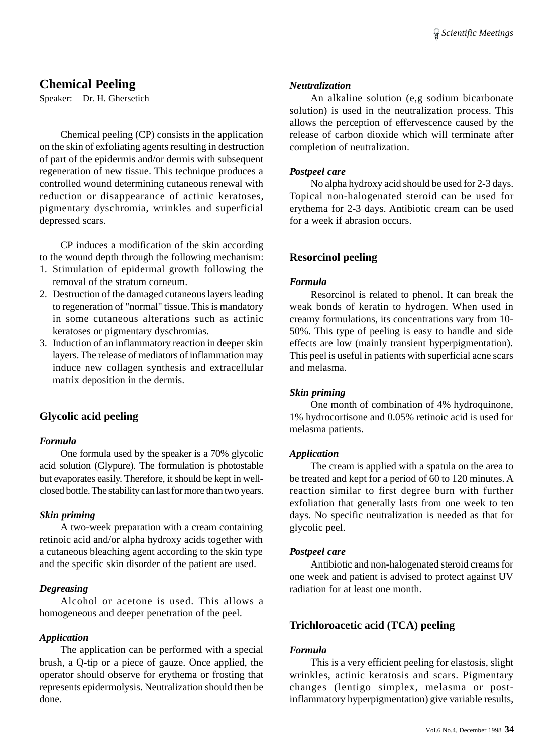## Chemical Peeling

Speaker: Dr. H. Ghersetich

Chemical peeling (CP) consists in the application on the skin of exfoliating agents resulting in destruction of part of the epidermis and/or dermis with subsequent regeneration of new tissue. This technique produces a controlled wound determining cutaneous renewal with reduction or disappearance of actinic keratoses, pigmentary dyschromia, wrinkles and superficial depressed scars.

CP induces a modification of the skin according to the wound depth through the following mechanism:

1. Stimulation of epidermal growth following the removal of the stratum corneum.
2. Destruction of the damaged cutaneous layers leading to regeneration of "normal" tissue. This is mandatory in some cutaneous alterations such as actinic keratoses or pigmentary dyschromias.
3. Induction of an inflammatory reaction in deeper skin layers. The release of mediators of inflammation may induce new collagen synthesis and extracellular matrix deposition in the dermis.

### Glycolic acid peeling

***Formula***

One formula used by the speaker is a 70% glycolic acid solution (Glypure). The formulation is photostable but evaporates easily. Therefore, it should be kept in well-closed bottle. The stability can last for more than two years.

***Skin priming***

A two-week preparation with a cream containing retinoic acid and/or alpha hydroxy acids together with a cutaneous bleaching agent according to the skin type and the specific skin disorder of the patient are used.

***Degreasing***

Alcohol or acetone is used. This allows a homogeneous and deeper penetration of the peel.

***Application***

The application can be performed with a special brush, a Q-tip or a piece of gauze. Once applied, the operator should observe for erythema or frosting that represents epidermolysis. Neutralization should then be done.

***Neutralization***

An alkaline solution (e,g sodium bicarbonate solution) is used in the neutralization process. This allows the perception of effervescence caused by the release of carbon dioxide which will terminate after completion of neutralization.

***Postpeel care***

No alpha hydroxy acid should be used for 2-3 days. Topical non-halogenated steroid can be used for erythema for 2-3 days. Antibiotic cream can be used for a week if abrasion occurs.

### Resorcinol peeling

***Formula***

Resorcinol is related to phenol. It can break the weak bonds of keratin to hydrogen. When used in creamy formulations, its concentrations vary from 10-50%. This type of peeling is easy to handle and side effects are low (mainly transient hyperpigmentation). This peel is useful in patients with superficial acne scars and melasma.

***Skin priming***

One month of combination of 4% hydroquinone, 1% hydrocortisone and 0.05% retinoic acid is used for melasma patients.

***Application***

The cream is applied with a spatula on the area to be treated and kept for a period of 60 to 120 minutes. A reaction similar to first degree burn with further exfoliation that generally lasts from one week to ten days. No specific neutralization is needed as that for glycolic peel.

***Postpeel care***

Antibiotic and non-halogenated steroid creams for one week and patient is advised to protect against UV radiation for at least one month.

### Trichloroacetic acid (TCA) peeling

***Formula***

This is a very efficient peeling for elastosis, slight wrinkles, actinic keratosis and scars. Pigmentary changes (lentigo simplex, melasma or post-inflammatory hyperpigmentation) give variable results,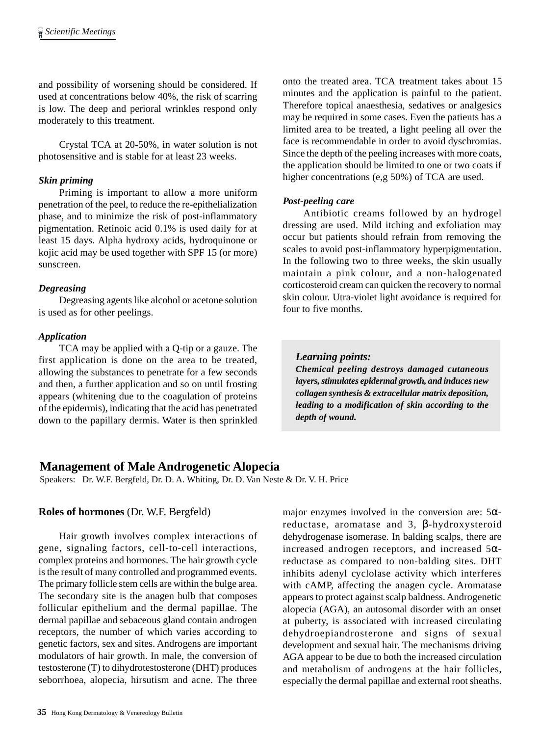and possibility of worsening should be considered. If used at concentrations below 40%, the risk of scarring is low. The deep and perioral wrinkles respond only moderately to this treatment.

Crystal TCA at 20-50%, in water solution is not photosensitive and is stable for at least 23 weeks.

***Skin priming***

Priming is important to allow a more uniform penetration of the peel, to reduce the re-epithelialization phase, and to minimize the risk of post-inflammatory pigmentation. Retinoic acid 0.1% is used daily for at least 15 days. Alpha hydroxy acids, hydroquinone or kojic acid may be used together with SPF 15 (or more) sunscreen.

***Degreasing***

Degreasing agents like alcohol or acetone solution is used as for other peelings.

***Application***

TCA may be applied with a Q-tip or a gauze. The first application is done on the area to be treated, allowing the substances to penetrate for a few seconds and then, a further application and so on until frosting appears (whitening due to the coagulation of proteins of the epidermis), indicating that the acid has penetrated down to the papillary dermis. Water is then sprinkled onto the treated area. TCA treatment takes about 15 minutes and the application is painful to the patient. Therefore topical anaesthesia, sedatives or analgesics may be required in some cases. Even the patients has a limited area to be treated, a light peeling all over the face is recommendable in order to avoid dyschromias. Since the depth of the peeling increases with more coats, the application should be limited to one or two coats if higher concentrations (e,g 50%) of TCA are used.

***Post-peeling care***

Antibiotic creams followed by an hydrogel dressing are used. Mild itching and exfoliation may occur but patients should refrain from removing the scales to avoid post-inflammatory hyperpigmentation. In the following two to three weeks, the skin usually maintain a pink colour, and a non-halogenated corticosteroid cream can quicken the recovery to normal skin colour. Utra-violet light avoidance is required for four to five months.

> ***Learning points:***
> ***Chemical peeling destroys damaged cutaneous layers, stimulates epidermal growth, and induces new collagen synthesis & extracellular matrix deposition, leading to a modification of skin according to the depth of wound.***

## Management of Male Androgenetic Alopecia

Speakers: Dr. W.F. Bergfeld, Dr. D. A. Whiting, Dr. D. Van Neste & Dr. V. H. Price

### **Roles of hormones** (Dr. W.F. Bergfeld)

Hair growth involves complex interactions of gene, signaling factors, cell-to-cell interactions, complex proteins and hormones. The hair growth cycle is the result of many controlled and programmed events. The primary follicle stem cells are within the bulge area. The secondary site is the anagen bulb that composes follicular epithelium and the dermal papillae. The dermal papillae and sebaceous gland contain androgen receptors, the number of which varies according to genetic factors, sex and sites. Androgens are important modulators of hair growth. In male, the conversion of testosterone (T) to dihydrotestosterone (DHT) produces seborrhoea, alopecia, hirsutism and acne. The three major enzymes involved in the conversion are: 5$\alpha$-reductase, aromatase and 3, $\beta$-hydroxysteroid dehydrogenase isomerase. In balding scalps, there are increased androgen receptors, and increased 5$\alpha$-reductase as compared to non-balding sites. DHT inhibits adenyl cyclolase activity which interferes with cAMP, affecting the anagen cycle. Aromatase appears to protect against scalp baldness. Androgenetic alopecia (AGA), an autosomal disorder with an onset at puberty, is associated with increased circulating dehydroepiandrosterone and signs of sexual development and sexual hair. The mechanisms driving AGA appear to be due to both the increased circulation and metabolism of androgens at the hair follicles, especially the dermal papillae and external root sheaths.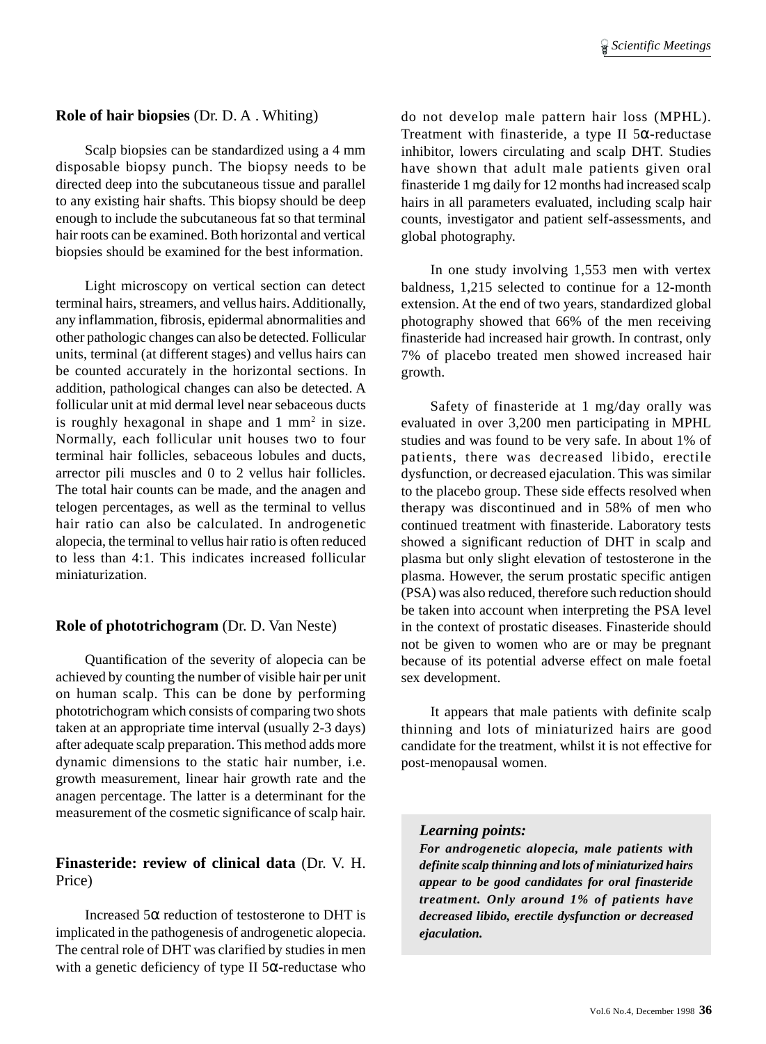## Role of hair biopsies (Dr. D. A . Whiting)

Scalp biopsies can be standardized using a 4 mm disposable biopsy punch. The biopsy needs to be directed deep into the subcutaneous tissue and parallel to any existing hair shafts. This biopsy should be deep enough to include the subcutaneous fat so that terminal hair roots can be examined. Both horizontal and vertical biopsies should be examined for the best information.

Light microscopy on vertical section can detect terminal hairs, streamers, and vellus hairs. Additionally, any inflammation, fibrosis, epidermal abnormalities and other pathologic changes can also be detected. Follicular units, terminal (at different stages) and vellus hairs can be counted accurately in the horizontal sections. In addition, pathological changes can also be detected. A follicular unit at mid dermal level near sebaceous ducts is roughly hexagonal in shape and 1 $mm^2$ in size. Normally, each follicular unit houses two to four terminal hair follicles, sebaceous lobules and ducts, arrector pili muscles and 0 to 2 vellus hair follicles. The total hair counts can be made, and the anagen and telogen percentages, as well as the terminal to vellus hair ratio can also be calculated. In androgenetic alopecia, the terminal to vellus hair ratio is often reduced to less than 4:1. This indicates increased follicular miniaturization.

## Role of phototrichogram (Dr. D. Van Neste)

Quantification of the severity of alopecia can be achieved by counting the number of visible hair per unit on human scalp. This can be done by performing phototrichogram which consists of comparing two shots taken at an appropriate time interval (usually 2-3 days) after adequate scalp preparation. This method adds more dynamic dimensions to the static hair number, i.e. growth measurement, linear hair growth rate and the anagen percentage. The latter is a determinant for the measurement of the cosmetic significance of scalp hair.

## Finasteride: review of clinical data (Dr. V. H. Price)

Increased 5α reduction of testosterone to DHT is implicated in the pathogenesis of androgenetic alopecia. The central role of DHT was clarified by studies in men with a genetic deficiency of type II 5α-reductase who do not develop male pattern hair loss (MPHL). Treatment with finasteride, a type II 5α-reductase inhibitor, lowers circulating and scalp DHT. Studies have shown that adult male patients given oral finasteride 1 mg daily for 12 months had increased scalp hairs in all parameters evaluated, including scalp hair counts, investigator and patient self-assessments, and global photography.

In one study involving 1,553 men with vertex baldness, 1,215 selected to continue for a 12-month extension. At the end of two years, standardized global photography showed that 66% of the men receiving finasteride had increased hair growth. In contrast, only 7% of placebo treated men showed increased hair growth.

Safety of finasteride at 1 mg/day orally was evaluated in over 3,200 men participating in MPHL studies and was found to be very safe. In about 1% of patients, there was decreased libido, erectile dysfunction, or decreased ejaculation. This was similar to the placebo group. These side effects resolved when therapy was discontinued and in 58% of men who continued treatment with finasteride. Laboratory tests showed a significant reduction of DHT in scalp and plasma but only slight elevation of testosterone in the plasma. However, the serum prostatic specific antigen (PSA) was also reduced, therefore such reduction should be taken into account when interpreting the PSA level in the context of prostatic diseases. Finasteride should not be given to women who are or may be pregnant because of its potential adverse effect on male foetal sex development.

It appears that male patients with definite scalp thinning and lots of miniaturized hairs are good candidate for the treatment, whilst it is not effective for post-menopausal women.

> ***Learning points:***
> ***For androgenetic alopecia, male patients with definite scalp thinning and lots of miniaturized hairs appear to be good candidates for oral finasteride treatment. Only around 1% of patients have decreased libido, erectile dysfunction or decreased ejaculation.***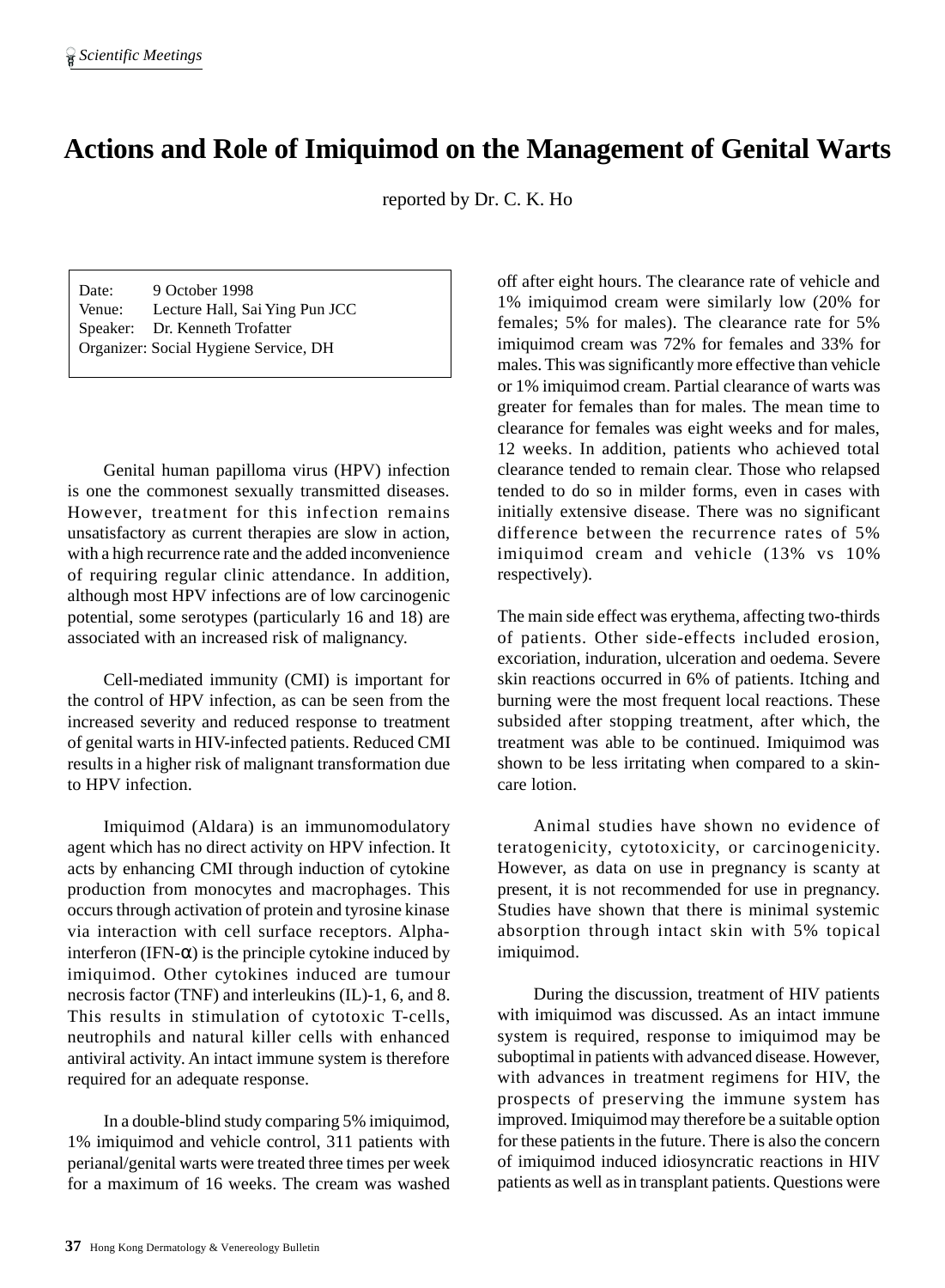# Actions and Role of Imiquimod on the Management of Genital Warts

reported by Dr. C. K. Ho

Date: 9 October 1998
Venue: Lecture Hall, Sai Ying Pun JCC
Speaker: Dr. Kenneth Trofatter
Organizer: Social Hygiene Service, DH

Genital human papilloma virus (HPV) infection is one the commonest sexually transmitted diseases. However, treatment for this infection remains unsatisfactory as current therapies are slow in action, with a high recurrence rate and the added inconvenience of requiring regular clinic attendance. In addition, although most HPV infections are of low carcinogenic potential, some serotypes (particularly 16 and 18) are associated with an increased risk of malignancy.

Cell-mediated immunity (CMI) is important for the control of HPV infection, as can be seen from the increased severity and reduced response to treatment of genital warts in HIV-infected patients. Reduced CMI results in a higher risk of malignant transformation due to HPV infection.

Imiquimod (Aldara) is an immunomodulatory agent which has no direct activity on HPV infection. It acts by enhancing CMI through induction of cytokine production from monocytes and macrophages. This occurs through activation of protein and tyrosine kinase via interaction with cell surface receptors. Alpha-interferon (IFN-$\alpha$) is the principle cytokine induced by imiquimod. Other cytokines induced are tumour necrosis factor (TNF) and interleukins (IL)-1, 6, and 8. This results in stimulation of cytotoxic T-cells, neutrophils and natural killer cells with enhanced antiviral activity. An intact immune system is therefore required for an adequate response.

In a double-blind study comparing 5% imiquimod, 1% imiquimod and vehicle control, 311 patients with perianal/genital warts were treated three times per week for a maximum of 16 weeks. The cream was washed off after eight hours. The clearance rate of vehicle and 1% imiquimod cream were similarly low (20% for females; 5% for males). The clearance rate for 5% imiquimod cream was 72% for females and 33% for males. This was significantly more effective than vehicle or 1% imiquimod cream. Partial clearance of warts was greater for females than for males. The mean time to clearance for females was eight weeks and for males, 12 weeks. In addition, patients who achieved total clearance tended to remain clear. Those who relapsed tended to do so in milder forms, even in cases with initially extensive disease. There was no significant difference between the recurrence rates of 5% imiquimod cream and vehicle (13% vs 10% respectively).

The main side effect was erythema, affecting two-thirds of patients. Other side-effects included erosion, excoriation, induration, ulceration and oedema. Severe skin reactions occurred in 6% of patients. Itching and burning were the most frequent local reactions. These subsided after stopping treatment, after which, the treatment was able to be continued. Imiquimod was shown to be less irritating when compared to a skin-care lotion.

Animal studies have shown no evidence of teratogenicity, cytotoxicity, or carcinogenicity. However, as data on use in pregnancy is scanty at present, it is not recommended for use in pregnancy. Studies have shown that there is minimal systemic absorption through intact skin with 5% topical imiquimod.

During the discussion, treatment of HIV patients with imiquimod was discussed. As an intact immune system is required, response to imiquimod may be suboptimal in patients with advanced disease. However, with advances in treatment regimens for HIV, the prospects of preserving the immune system has improved. Imiquimod may therefore be a suitable option for these patients in the future. There is also the concern of imiquimod induced idiosyncratic reactions in HIV patients as well as in transplant patients. Questions were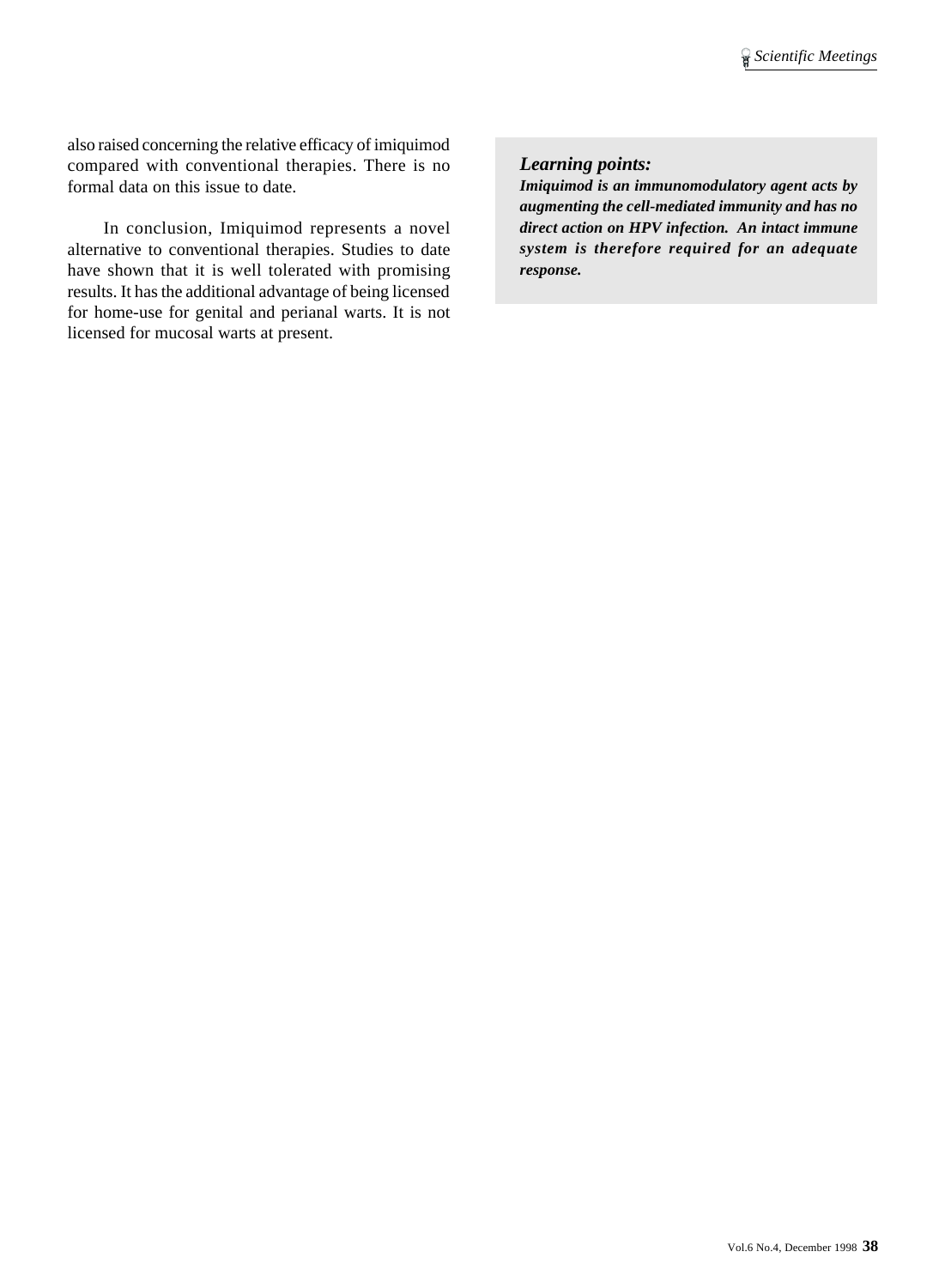also raised concerning the relative efficacy of imiquimod compared with conventional therapies. There is no formal data on this issue to date.

In conclusion, Imiquimod represents a novel alternative to conventional therapies. Studies to date have shown that it is well tolerated with promising results. It has the additional advantage of being licensed for home-use for genital and perianal warts. It is not licensed for mucosal warts at present.

***Learning points:***

***Imiquimod is an immunomodulatory agent acts by augmenting the cell-mediated immunity and has no direct action on HPV infection. An intact immune system is therefore required for an adequate response.***